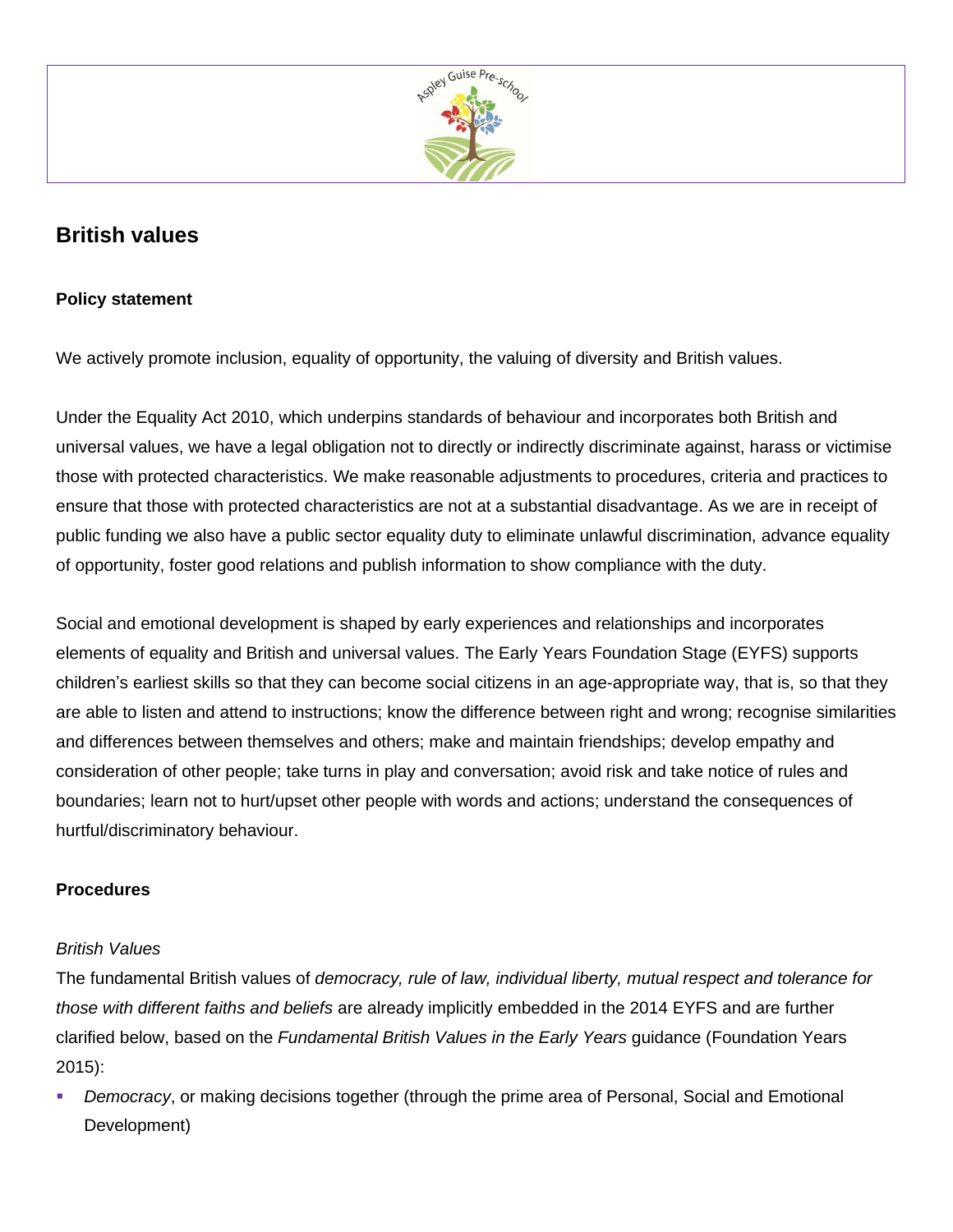# British values

**Policy statement**

We actively promote inclusion, equality of opportunity, the valuing of diversity and British values.

Under the Equality Act 2010, which underpins standards of behaviour and incorporates both British and universal values, we have a legal obligation not to directly or indirectly discriminate against, harass or victimise those with protected characteristics. We make reasonable adjustments to procedures, criteria and practices to ensure that those with protected characteristics are not at a substantial disadvantage. As we are in receipt of public funding we also have a public sector equality duty to eliminate unlawful discrimination, advance equality of opportunity, foster good relations and publish information to show compliance with the duty.

Social and emotional development is shaped by early experiences and relationships and incorporates elements of equality and British and universal values. The Early Years Foundation Stage (EYFS) supports children's earliest skills so that they can become social citizens in an age-appropriate way, that is, so that they are able to listen and attend to instructions; know the difference between right and wrong; recognise similarities and differences between themselves and others; make and maintain friendships; develop empathy and consideration of other people; take turns in play and conversation; avoid risk and take notice of rules and boundaries; learn not to hurt/upset other people with words and actions; understand the consequences of hurtful/discriminatory behaviour.

**Procedures**

*British Values*

The fundamental British values of *democracy, rule of law, individual liberty, mutual respect and tolerance for those with different faiths and beliefs* are already implicitly embedded in the 2014 EYFS and are further clarified below, based on the *Fundamental British Values in the Early Years* guidance (Foundation Years 2015):

- *Democracy*, or making decisions together (through the prime area of Personal, Social and Emotional Development)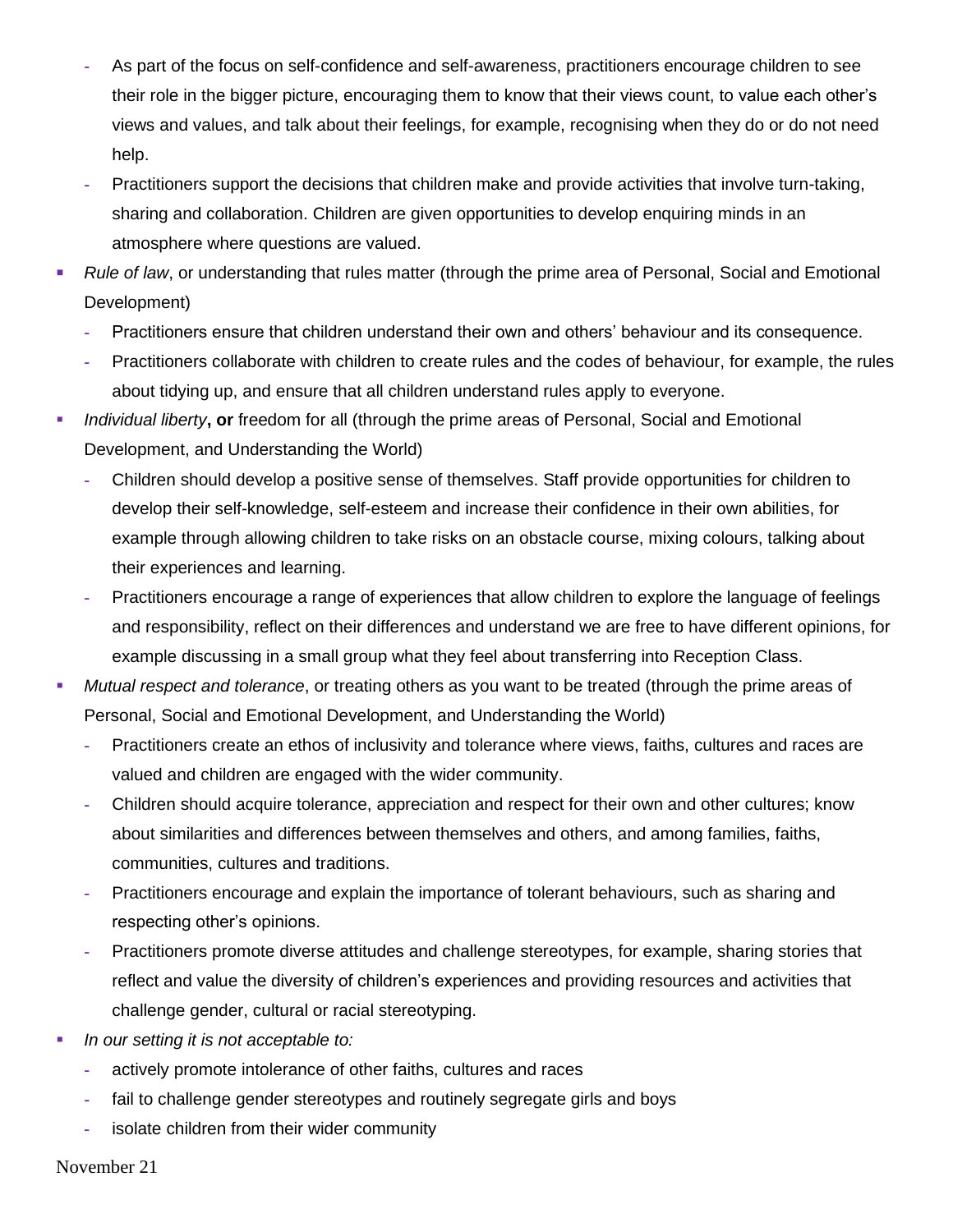- As part of the focus on self-confidence and self-awareness, practitioners encourage children to see their role in the bigger picture, encouraging them to know that their views count, to value each other's views and values, and talk about their feelings, for example, recognising when they do or do not need help.
  - Practitioners support the decisions that children make and provide activities that involve turn-taking, sharing and collaboration. Children are given opportunities to develop enquiring minds in an atmosphere where questions are valued.
- *Rule of law*, or understanding that rules matter (through the prime area of Personal, Social and Emotional Development)
  - Practitioners ensure that children understand their own and others' behaviour and its consequence.
  - Practitioners collaborate with children to create rules and the codes of behaviour, for example, the rules about tidying up, and ensure that all children understand rules apply to everyone.
- *Individual liberty*, **or** freedom for all (through the prime areas of Personal, Social and Emotional Development, and Understanding the World)
  - Children should develop a positive sense of themselves. Staff provide opportunities for children to develop their self-knowledge, self-esteem and increase their confidence in their own abilities, for example through allowing children to take risks on an obstacle course, mixing colours, talking about their experiences and learning.
  - Practitioners encourage a range of experiences that allow children to explore the language of feelings and responsibility, reflect on their differences and understand we are free to have different opinions, for example discussing in a small group what they feel about transferring into Reception Class.
- *Mutual respect and tolerance*, or treating others as you want to be treated (through the prime areas of Personal, Social and Emotional Development, and Understanding the World)
  - Practitioners create an ethos of inclusivity and tolerance where views, faiths, cultures and races are valued and children are engaged with the wider community.
  - Children should acquire tolerance, appreciation and respect for their own and other cultures; know about similarities and differences between themselves and others, and among families, faiths, communities, cultures and traditions.
  - Practitioners encourage and explain the importance of tolerant behaviours, such as sharing and respecting other's opinions.
  - Practitioners promote diverse attitudes and challenge stereotypes, for example, sharing stories that reflect and value the diversity of children's experiences and providing resources and activities that challenge gender, cultural or racial stereotyping.
- *In our setting it is not acceptable to:*
  - actively promote intolerance of other faiths, cultures and races
  - fail to challenge gender stereotypes and routinely segregate girls and boys
  - isolate children from their wider community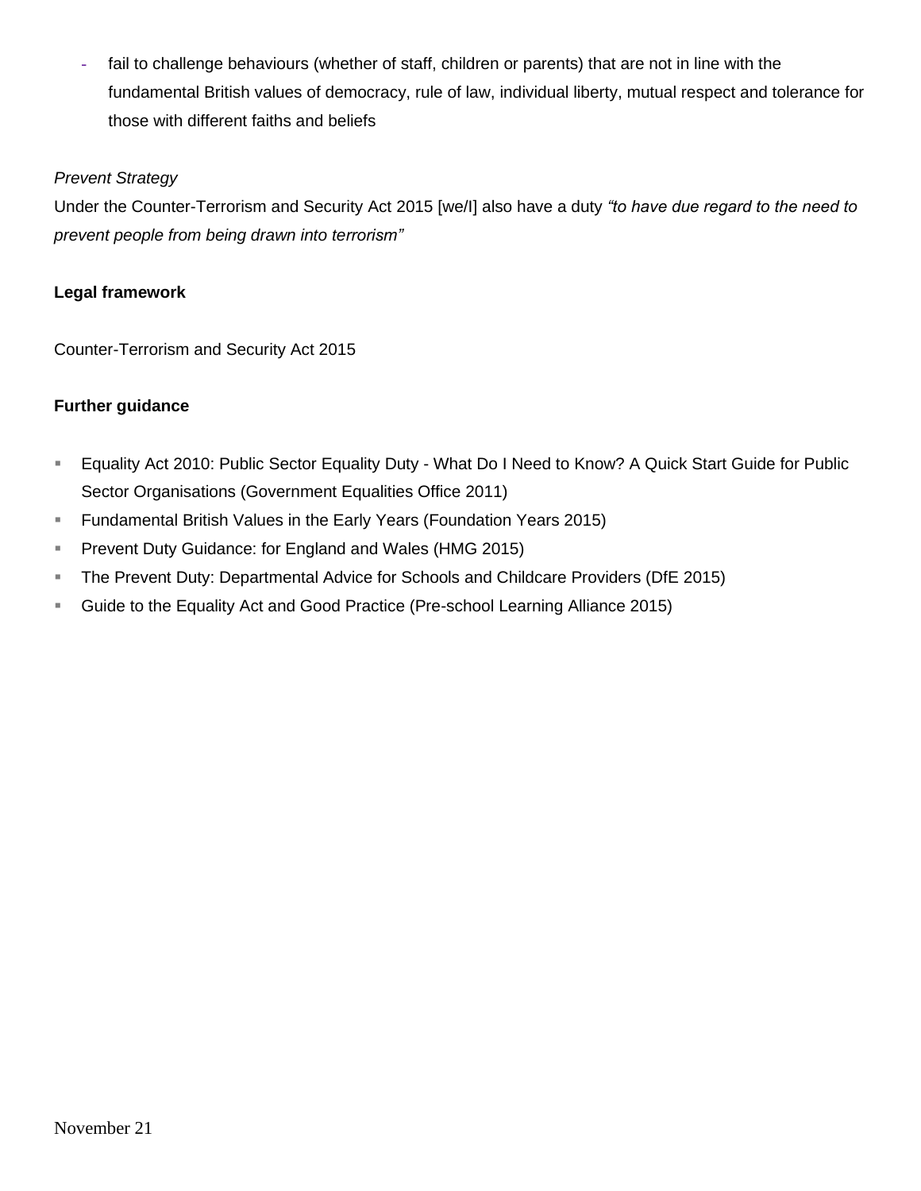- fail to challenge behaviours (whether of staff, children or parents) that are not in line with the fundamental British values of democracy, rule of law, individual liberty, mutual respect and tolerance for those with different faiths and beliefs

*Prevent Strategy*

Under the Counter-Terrorism and Security Act 2015 [we/I] also have a duty *"to have due regard to the need to prevent people from being drawn into terrorism"*

**Legal framework**

Counter-Terrorism and Security Act 2015

**Further guidance**

- Equality Act 2010: Public Sector Equality Duty - What Do I Need to Know? A Quick Start Guide for Public Sector Organisations (Government Equalities Office 2011)
- Fundamental British Values in the Early Years (Foundation Years 2015)
- Prevent Duty Guidance: for England and Wales (HMG 2015)
- The Prevent Duty: Departmental Advice for Schools and Childcare Providers (DfE 2015)
- Guide to the Equality Act and Good Practice (Pre-school Learning Alliance 2015)